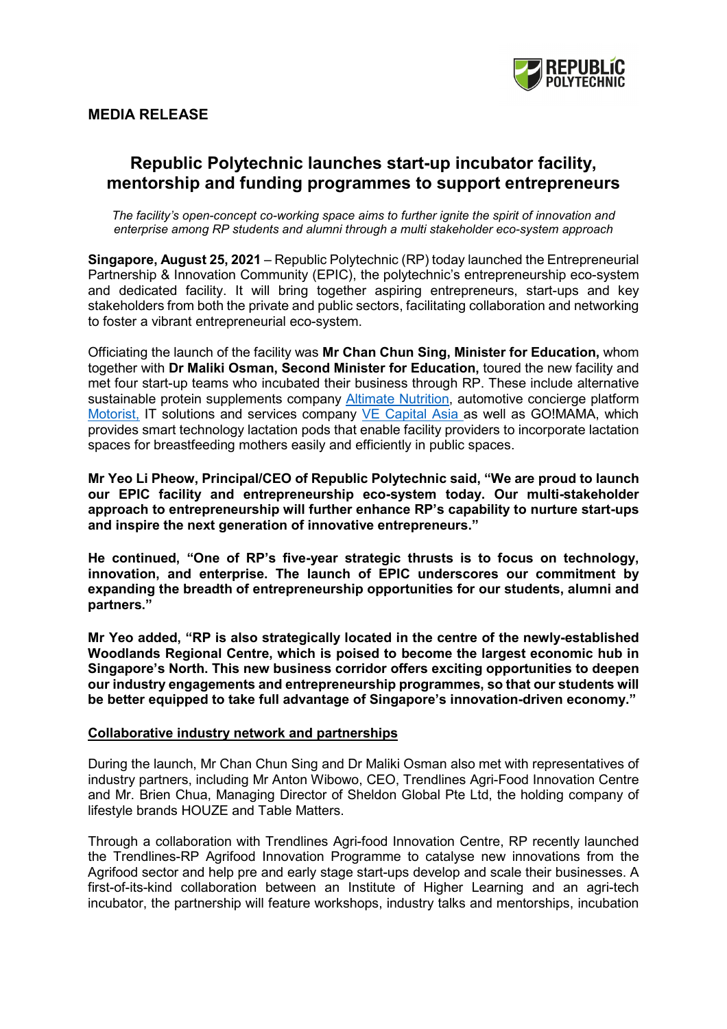**MEDIA RELEASE**

# Republic Polytechnic launches start-up incubator facility, mentorship and funding programmes to support entrepreneurs

*The facility's open-concept co-working space aims to further ignite the spirit of innovation and enterprise among RP students and alumni through a multi stakeholder eco-system approach*

**Singapore, August 25, 2021** – Republic Polytechnic (RP) today launched the Entrepreneurial Partnership & Innovation Community (EPIC), the polytechnic's entrepreneurship eco-system and dedicated facility. It will bring together aspiring entrepreneurs, start-ups and key stakeholders from both the private and public sectors, facilitating collaboration and networking to foster a vibrant entrepreneurial eco-system.

Officiating the launch of the facility was **Mr Chan Chun Sing, Minister for Education,** whom together with **Dr Maliki Osman, Second Minister for Education,** toured the new facility and met four start-up teams who incubated their business through RP. These include alternative sustainable protein supplements company Altimate Nutrition, automotive concierge platform Motorist, IT solutions and services company VE Capital Asia as well as GO!MAMA, which provides smart technology lactation pods that enable facility providers to incorporate lactation spaces for breastfeeding mothers easily and efficiently in public spaces.

**Mr Yeo Li Pheow, Principal/CEO of Republic Polytechnic said, "We are proud to launch our EPIC facility and entrepreneurship eco-system today. Our multi-stakeholder approach to entrepreneurship will further enhance RP's capability to nurture start-ups and inspire the next generation of innovative entrepreneurs."**

**He continued, "One of RP's five-year strategic thrusts is to focus on technology, innovation, and enterprise. The launch of EPIC underscores our commitment by expanding the breadth of entrepreneurship opportunities for our students, alumni and partners."**

**Mr Yeo added, "RP is also strategically located in the centre of the newly-established Woodlands Regional Centre, which is poised to become the largest economic hub in Singapore's North. This new business corridor offers exciting opportunities to deepen our industry engagements and entrepreneurship programmes, so that our students will be better equipped to take full advantage of Singapore's innovation-driven economy."**

## Collaborative industry network and partnerships

During the launch, Mr Chan Chun Sing and Dr Maliki Osman also met with representatives of industry partners, including Mr Anton Wibowo, CEO, Trendlines Agri-Food Innovation Centre and Mr. Brien Chua, Managing Director of Sheldon Global Pte Ltd, the holding company of lifestyle brands HOUZE and Table Matters.

Through a collaboration with Trendlines Agri-food Innovation Centre, RP recently launched the Trendlines-RP Agrifood Innovation Programme to catalyse new innovations from the Agrifood sector and help pre and early stage start-ups develop and scale their businesses. A first-of-its-kind collaboration between an Institute of Higher Learning and an agri-tech incubator, the partnership will feature workshops, industry talks and mentorships, incubation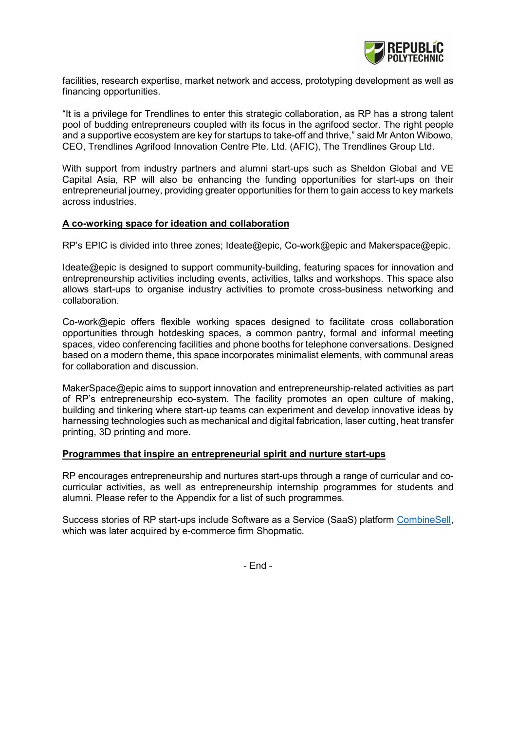facilities, research expertise, market network and access, prototyping development as well as financing opportunities.

"It is a privilege for Trendlines to enter this strategic collaboration, as RP has a strong talent pool of budding entrepreneurs coupled with its focus in the agrifood sector. The right people and a supportive ecosystem are key for startups to take-off and thrive," said Mr Anton Wibowo, CEO, Trendlines Agrifood Innovation Centre Pte. Ltd. (AFIC), The Trendlines Group Ltd.

With support from industry partners and alumni start-ups such as Sheldon Global and VE Capital Asia, RP will also be enhancing the funding opportunities for start-ups on their entrepreneurial journey, providing greater opportunities for them to gain access to key markets across industries.

**<u>A co-working space for ideation and collaboration</u>**

RP's EPIC is divided into three zones; Ideate@epic, Co-work@epic and Makerspace@epic.

Ideate@epic is designed to support community-building, featuring spaces for innovation and entrepreneurship activities including events, activities, talks and workshops. This space also allows start-ups to organise industry activities to promote cross-business networking and collaboration.

Co-work@epic offers flexible working spaces designed to facilitate cross collaboration opportunities through hotdesking spaces, a common pantry, formal and informal meeting spaces, video conferencing facilities and phone booths for telephone conversations. Designed based on a modern theme, this space incorporates minimalist elements, with communal areas for collaboration and discussion.

MakerSpace@epic aims to support innovation and entrepreneurship-related activities as part of RP's entrepreneurship eco-system. The facility promotes an open culture of making, building and tinkering where start-up teams can experiment and develop innovative ideas by harnessing technologies such as mechanical and digital fabrication, laser cutting, heat transfer printing, 3D printing and more.

**<u>Programmes that inspire an entrepreneurial spirit and nurture start-ups</u>**

RP encourages entrepreneurship and nurtures start-ups through a range of curricular and co-curricular activities, as well as entrepreneurship internship programmes for students and alumni. Please refer to the Appendix for a list of such programmes.

Success stories of RP start-ups include Software as a Service (SaaS) platform CombineSell, which was later acquired by e-commerce firm Shopmatic.

- End -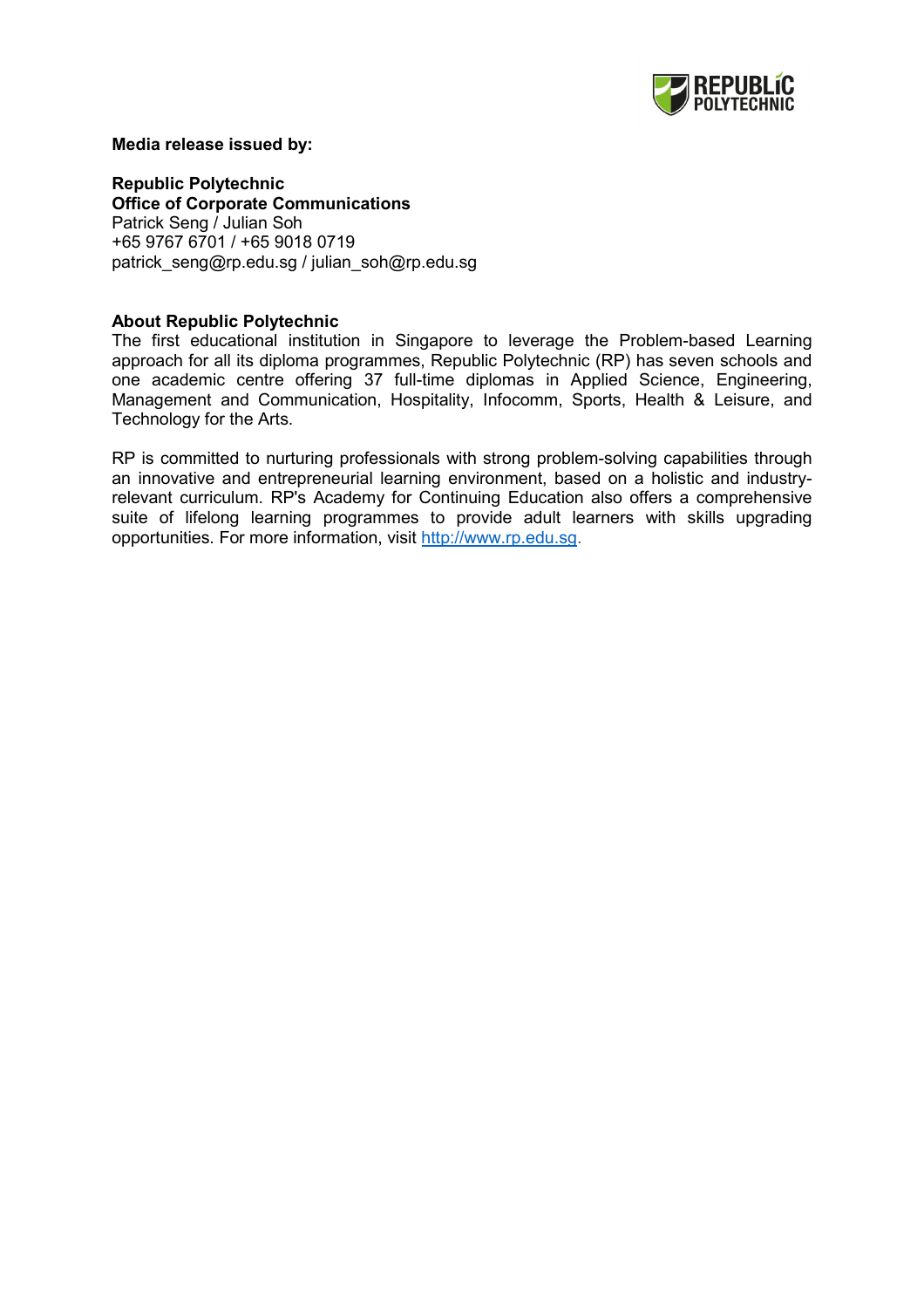**Media release issued by:**

**Republic Polytechnic**
**Office of Corporate Communications**
Patrick Seng / Julian Soh
+65 9767 6701 / +65 9018 0719
patrick_seng@rp.edu.sg / julian_soh@rp.edu.sg

**About Republic Polytechnic**

The first educational institution in Singapore to leverage the Problem-based Learning approach for all its diploma programmes, Republic Polytechnic (RP) has seven schools and one academic centre offering 37 full-time diplomas in Applied Science, Engineering, Management and Communication, Hospitality, Infocomm, Sports, Health & Leisure, and Technology for the Arts.

RP is committed to nurturing professionals with strong problem-solving capabilities through an innovative and entrepreneurial learning environment, based on a holistic and industry-relevant curriculum. RP's Academy for Continuing Education also offers a comprehensive suite of lifelong learning programmes to provide adult learners with skills upgrading opportunities. For more information, visit [http://www.rp.edu.sg](http://www.rp.edu.sg).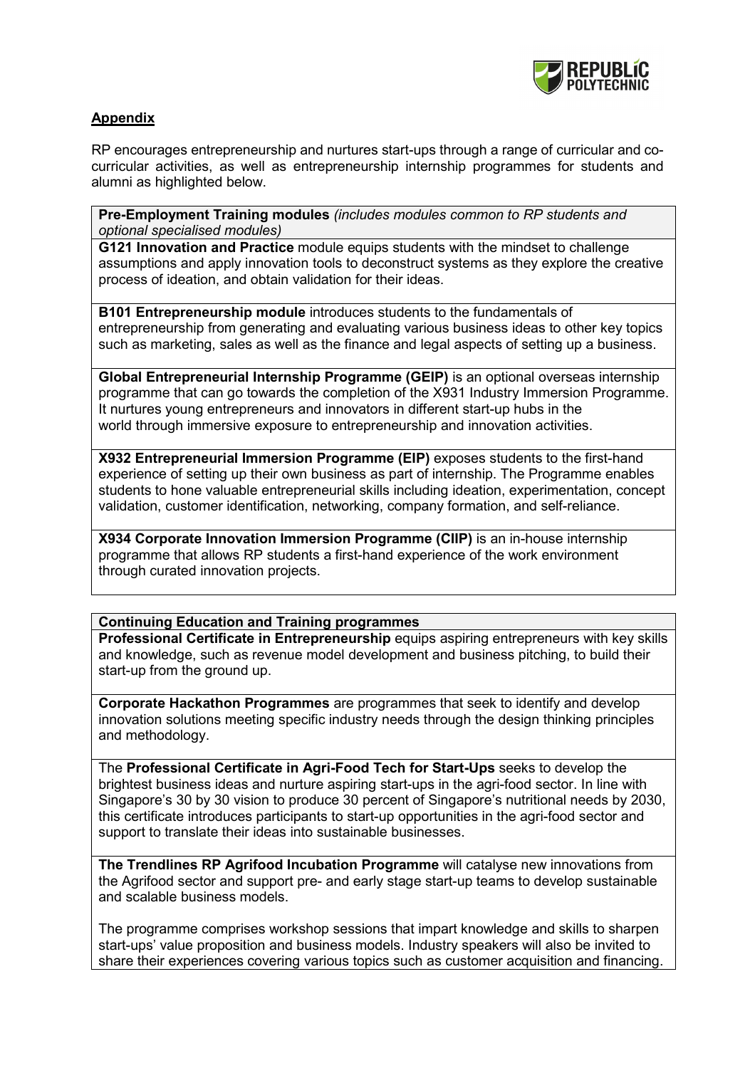## Appendix

RP encourages entrepreneurship and nurtures start-ups through a range of curricular and co-curricular activities, as well as entrepreneurship internship programmes for students and alumni as highlighted below.

| **Pre-Employment Training modules** *(includes modules common to RP students and optional specialised modules)* |
|---|
| **G121 Innovation and Practice** module equips students with the mindset to challenge assumptions and apply innovation tools to deconstruct systems as they explore the creative process of ideation, and obtain validation for their ideas. |
| **B101 Entrepreneurship module** introduces students to the fundamentals of entrepreneurship from generating and evaluating various business ideas to other key topics such as marketing, sales as well as the finance and legal aspects of setting up a business. |
| **Global Entrepreneurial Internship Programme (GEIP)** is an optional overseas internship programme that can go towards the completion of the X931 Industry Immersion Programme. It nurtures young entrepreneurs and innovators in different start-up hubs in the world through immersive exposure to entrepreneurship and innovation activities. |
| **X932 Entrepreneurial Immersion Programme (EIP)** exposes students to the first-hand experience of setting up their own business as part of internship. The Programme enables students to hone valuable entrepreneurial skills including ideation, experimentation, concept validation, customer identification, networking, company formation, and self-reliance. |
| **X934 Corporate Innovation Immersion Programme (CIIP)** is an in-house internship programme that allows RP students a first-hand experience of the work environment through curated innovation projects. |

| **Continuing Education and Training programmes** |
|---|
| **Professional Certificate in Entrepreneurship** equips aspiring entrepreneurs with key skills and knowledge, such as revenue model development and business pitching, to build their start-up from the ground up. |
| **Corporate Hackathon Programmes** are programmes that seek to identify and develop innovation solutions meeting specific industry needs through the design thinking principles and methodology. |
| The **Professional Certificate in Agri-Food Tech for Start-Ups** seeks to develop the brightest business ideas and nurture aspiring start-ups in the agri-food sector. In line with Singapore's 30 by 30 vision to produce 30 percent of Singapore's nutritional needs by 2030, this certificate introduces participants to start-up opportunities in the agri-food sector and support to translate their ideas into sustainable businesses. |
| **The Trendlines RP Agrifood Incubation Programme** will catalyse new innovations from the Agrifood sector and support pre- and early stage start-up teams to develop sustainable and scalable business models.<br><br>The programme comprises workshop sessions that impart knowledge and skills to sharpen start-ups' value proposition and business models. Industry speakers will also be invited to share their experiences covering various topics such as customer acquisition and financing. |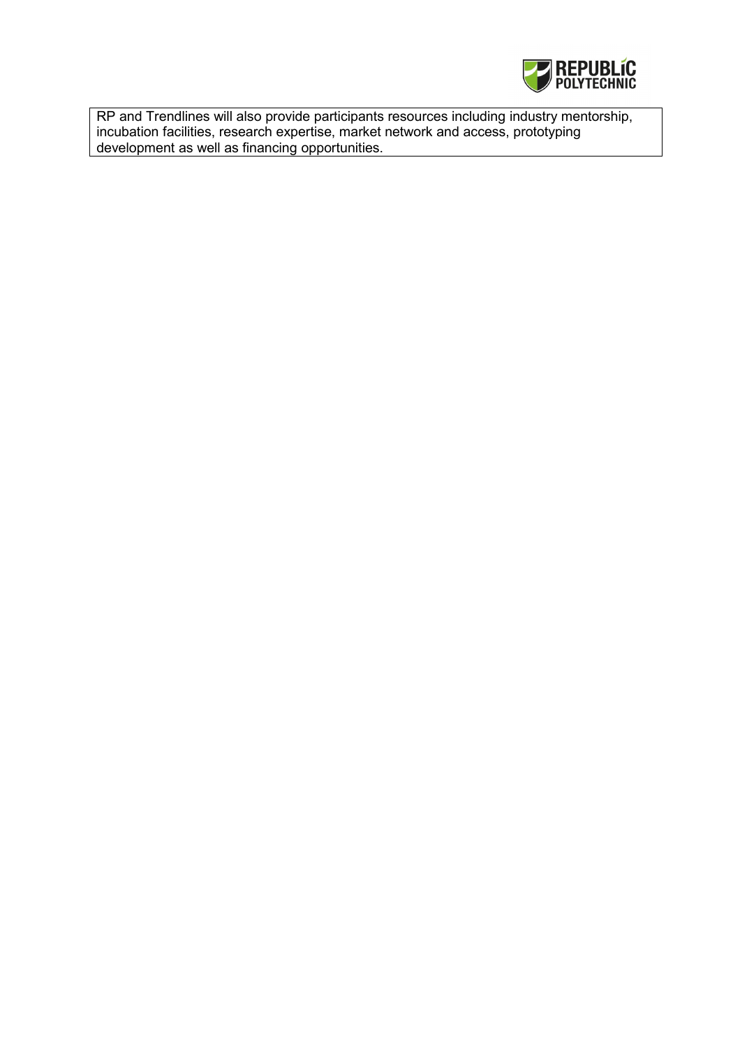RP and Trendlines will also provide participants resources including industry mentorship, incubation facilities, research expertise, market network and access, prototyping development as well as financing opportunities.